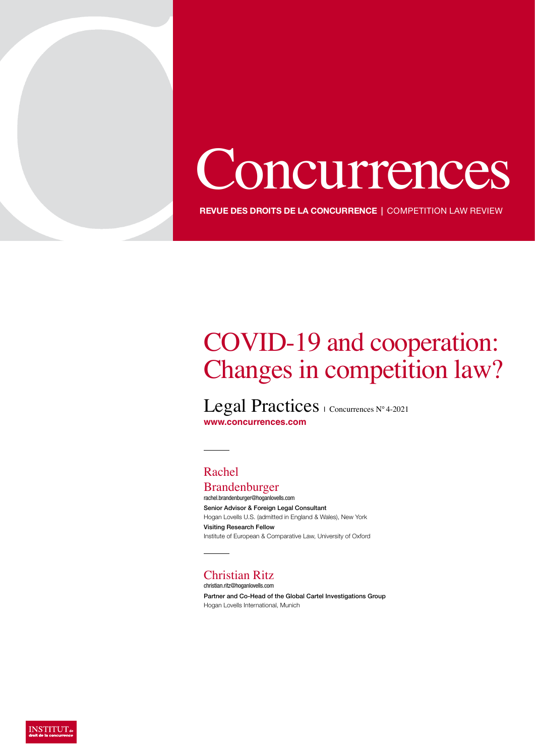# Concurrences

**REVUE DES DROITS DE LA CONCURRENCE** | COMPETITION LAW REVIEW

# COVID-19 and cooperation: Changes in competition law?

Legal Practices | Concurrences N° 4-2021

**www.concurrences.com**

## Rachel Brandenburger

rachel.brandenburger@hoganlovells.com

**Senior Advisor & Foreign Legal Consultant**

Hogan Lovells U.S. (admitted in England & Wales), New York

**Visiting Research Fellow**

Institute of European & Comparative Law, University of Oxford

## Christian Ritz

christian.ritz@hoganlovells.com

**Partner and Co-Head of the Global Cartel Investigations Group**

Hogan Lovells International, Munich

INSTITUT de droit de la concurrence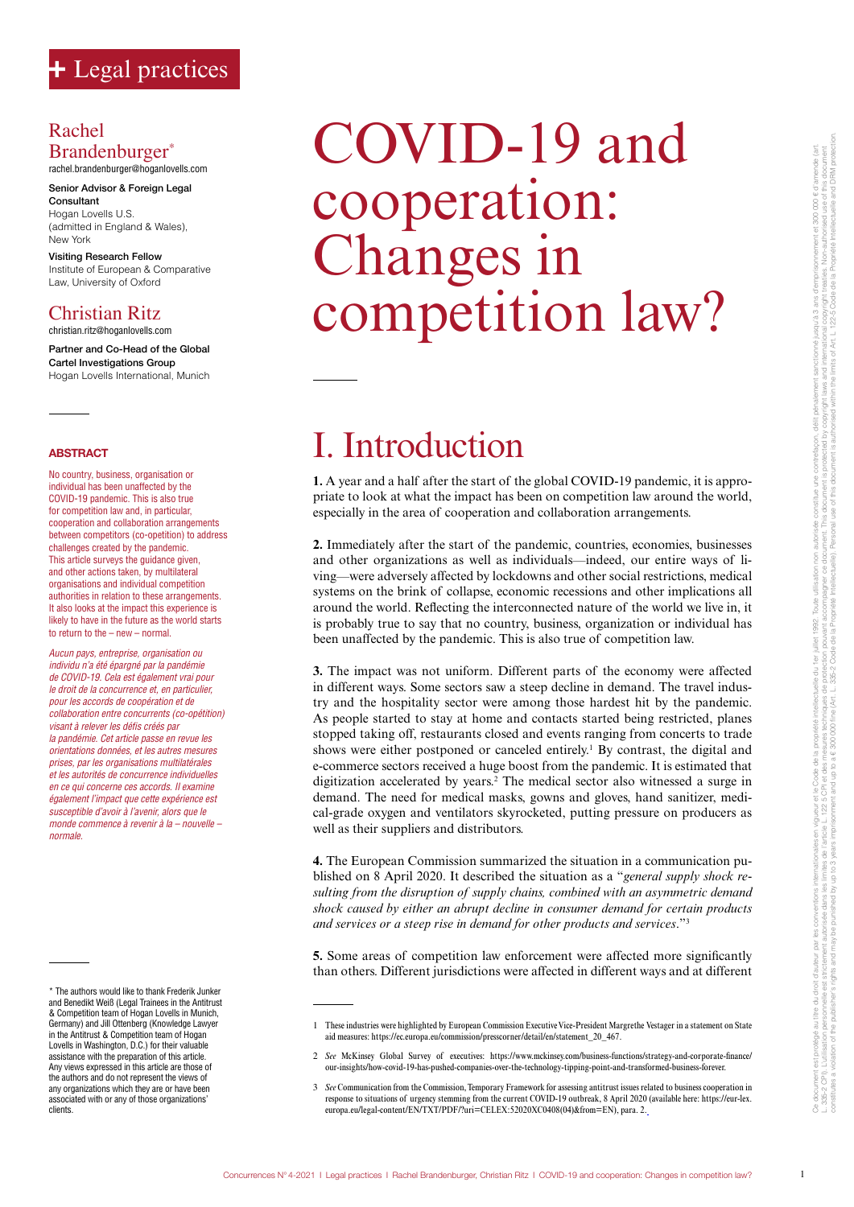# + Legal practices

## Rachel Brandenburger*

rachel.brandenburger@hoganlovells.com

**Senior Advisor & Foreign Legal Consultant**
Hogan Lovells U.S.
(admitted in England & Wales), New York

**Visiting Research Fellow**
Institute of European & Comparative Law, University of Oxford

## Christian Ritz

christian.ritz@hoganlovells.com

**Partner and Co-Head of the Global Cartel Investigations Group**
Hogan Lovells International, Munich

### ABSTRACT

No country, business, organisation or individual has been unaffected by the COVID-19 pandemic. This is also true for competition law and, in particular, cooperation and collaboration arrangements between competitors (co-opetition) to address challenges created by the pandemic. This article surveys the guidance given, and other actions taken, by multilateral organisations and individual competition authorities in relation to these arrangements. It also looks at the impact this experience is likely to have in the future as the world starts to return to the – new – normal.

*Aucun pays, entreprise, organisation ou individu n'a été épargné par la pandémie de COVID-19. Cela est également vrai pour le droit de la concurrence et, en particulier, pour les accords de coopération et de collaboration entre concurrents (co-opétition) visant à relever les défis créés par la pandémie. Cet article passe en revue les orientations données, et les autres mesures prises, par les organisations multilatérales et les autorités de concurrence individuelles en ce qui concerne ces accords. Il examine également l'impact que cette expérience est susceptible d'avoir à l'avenir, alors que le monde commence à revenir à la – nouvelle – normale.*

\* The authors would like to thank Frederik Junker and Benedikt Weiß (Legal Trainees in the Antitrust & Competition team of Hogan Lovells in Munich, Germany) and Jill Ottenberg (Knowledge Lawyer in the Antitrust & Competition team of Hogan Lovells in Washington, D.C.) for their valuable assistance with the preparation of this article. Any views expressed in this article are those of the authors and do not represent the views of any organizations which they are or have been associated with or any of those organizations' clients.

# COVID-19 and cooperation: Changes in competition law?

# I. Introduction

**1.** A year and a half after the start of the global COVID-19 pandemic, it is appropriate to look at what the impact has been on competition law around the world, especially in the area of cooperation and collaboration arrangements.

**2.** Immediately after the start of the pandemic, countries, economies, businesses and other organizations as well as individuals—indeed, our entire ways of living—were adversely affected by lockdowns and other social restrictions, medical systems on the brink of collapse, economic recessions and other implications all around the world. Reflecting the interconnected nature of the world we live in, it is probably true to say that no country, business, organization or individual has been unaffected by the pandemic. This is also true of competition law.

**3.** The impact was not uniform. Different parts of the economy were affected in different ways. Some sectors saw a steep decline in demand. The travel industry and the hospitality sector were among those hardest hit by the pandemic. As people started to stay at home and contacts started being restricted, planes stopped taking off, restaurants closed and events ranging from concerts to trade shows were either postponed or canceled entirely.[1] By contrast, the digital and e-commerce sectors received a huge boost from the pandemic. It is estimated that digitization accelerated by years.[2] The medical sector also witnessed a surge in demand. The need for medical masks, gowns and gloves, hand sanitizer, medical-grade oxygen and ventilators skyrocketed, putting pressure on producers as well as their suppliers and distributors.

**4.** The European Commission summarized the situation in a communication published on 8 April 2020. It described the situation as a "*general supply shock resulting from the disruption of supply chains, combined with an asymmetric demand shock caused by either an abrupt decline in consumer demand for certain products and services or a steep rise in demand for other products and services*."[3]

**5.** Some areas of competition law enforcement were affected more significantly than others. Different jurisdictions were affected in different ways and at different

---

1 These industries were highlighted by European Commission Executive Vice-President Margrethe Vestager in a statement on State aid measures: https://ec.europa.eu/commission/presscorner/detail/en/statement_20_467.

2 *See* McKinsey Global Survey of executives: https://www.mckinsey.com/business-functions/strategy-and-corporate-finance/our-insights/how-covid-19-has-pushed-companies-over-the-technology-tipping-point-and-transformed-business-forever.

3 *See* Communication from the Commission, Temporary Framework for assessing antitrust issues related to business cooperation in response to situations of urgency stemming from the current COVID-19 outbreak, 8 April 2020 (available here: https://eur-lex.europa.eu/legal-content/EN/TXT/PDF/?uri=CELEX:52020XC0408(04)&from=EN), para. 2.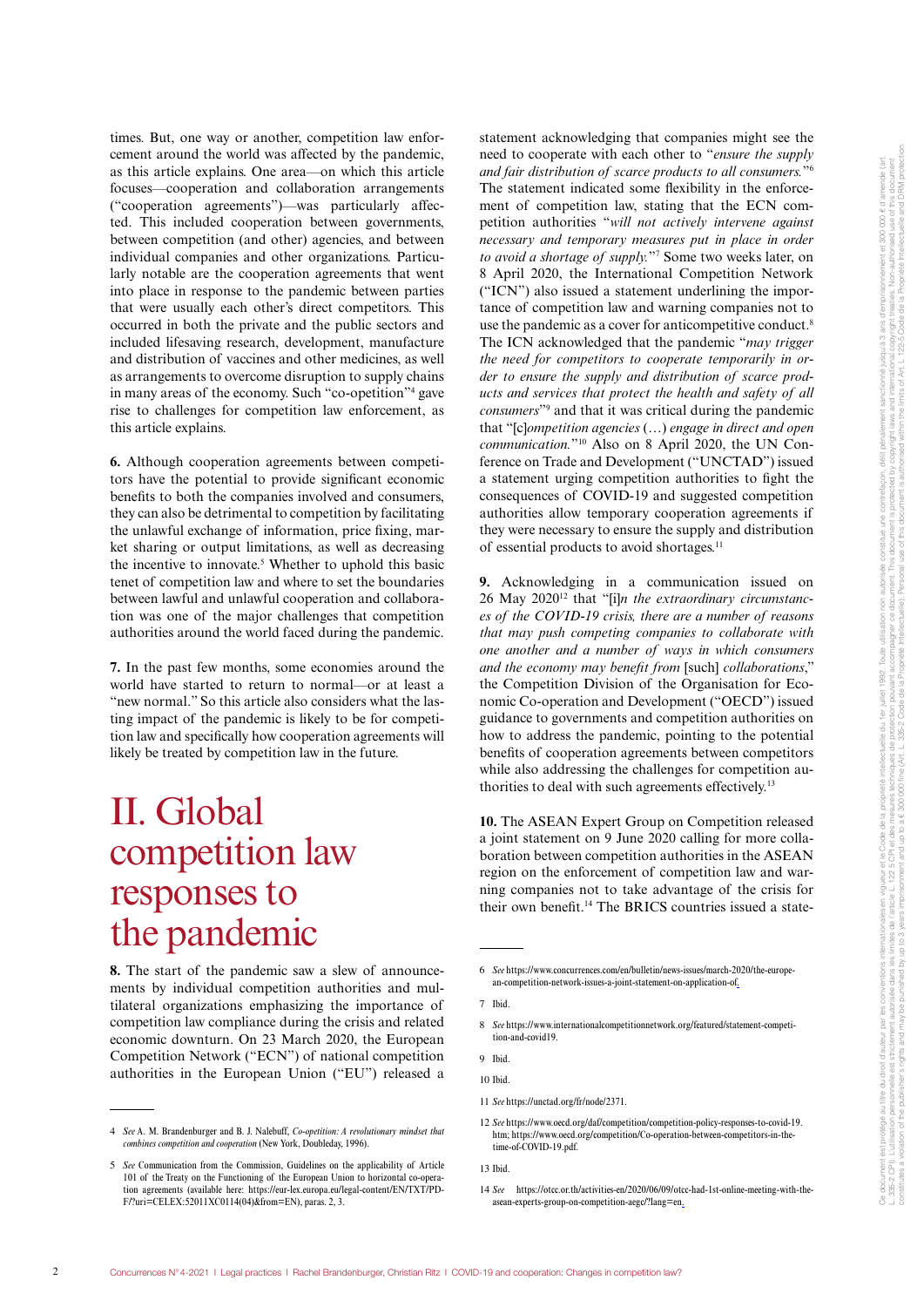times. But, one way or another, competition law enforcement around the world was affected by the pandemic, as this article explains. One area—on which this article focuses—cooperation and collaboration arrangements ("cooperation agreements")—was particularly affected. This included cooperation between governments, between competition (and other) agencies, and between individual companies and other organizations. Particularly notable are the cooperation agreements that went into place in response to the pandemic between parties that were usually each other's direct competitors. This occurred in both the private and the public sectors and included lifesaving research, development, manufacture and distribution of vaccines and other medicines, as well as arrangements to overcome disruption to supply chains in many areas of the economy. Such "co-opetition"[4] gave rise to challenges for competition law enforcement, as this article explains.

**6.** Although cooperation agreements between competitors have the potential to provide significant economic benefits to both the companies involved and consumers, they can also be detrimental to competition by facilitating the unlawful exchange of information, price fixing, market sharing or output limitations, as well as decreasing the incentive to innovate.[5] Whether to uphold this basic tenet of competition law and where to set the boundaries between lawful and unlawful cooperation and collaboration was one of the major challenges that competition authorities around the world faced during the pandemic.

**7.** In the past few months, some economies around the world have started to return to normal—or at least a "new normal." So this article also considers what the lasting impact of the pandemic is likely to be for competition law and specifically how cooperation agreements will likely be treated by competition law in the future.

# II. Global competition law responses to the pandemic

**8.** The start of the pandemic saw a slew of announcements by individual competition authorities and multilateral organizations emphasizing the importance of competition law compliance during the crisis and related economic downturn. On 23 March 2020, the European Competition Network ("ECN") of national competition authorities in the European Union ("EU") released a statement acknowledging that companies might see the need to cooperate with each other to "*ensure the supply and fair distribution of scarce products to all consumers.*"[6] The statement indicated some flexibility in the enforcement of competition law, stating that the ECN competition authorities "*will not actively intervene against necessary and temporary measures put in place in order to avoid a shortage of supply.*"[7] Some two weeks later, on 8 April 2020, the International Competition Network ("ICN") also issued a statement underlining the importance of competition law and warning companies not to use the pandemic as a cover for anticompetitive conduct.[8] The ICN acknowledged that the pandemic "*may trigger the need for competitors to cooperate temporarily in order to ensure the supply and distribution of scarce products and services that protect the health and safety of all consumers*"[9] and that it was critical during the pandemic that "[c]*ompetition agencies* (…) *engage in direct and open communication.*"[10] Also on 8 April 2020, the UN Conference on Trade and Development ("UNCTAD") issued a statement urging competition authorities to fight the consequences of COVID-19 and suggested competition authorities allow temporary cooperation agreements if they were necessary to ensure the supply and distribution of essential products to avoid shortages.[11]

**9.** Acknowledging in a communication issued on 26 May 2020[12] that "[i]*n the extraordinary circumstances of the COVID-19 crisis, there are a number of reasons that may push competing companies to collaborate with one another and a number of ways in which consumers and the economy may benefit from* [such] *collaborations*," the Competition Division of the Organisation for Economic Co-operation and Development ("OECD") issued guidance to governments and competition authorities on how to address the pandemic, pointing to the potential benefits of cooperation agreements between competitors while also addressing the challenges for competition authorities to deal with such agreements effectively.[13]

**10.** The ASEAN Expert Group on Competition released a joint statement on 9 June 2020 calling for more collaboration between competition authorities in the ASEAN region on the enforcement of competition law and warning companies not to take advantage of the crisis for their own benefit.[14] The BRICS countries issued a state-

---

4 *See* A. M. Brandenburger and B. J. Nalebuff, *Co-opetition: A revolutionary mindset that combines competition and cooperation* (New York, Doubleday, 1996).

5 *See* Communication from the Commission, Guidelines on the applicability of Article 101 of the Treaty on the Functioning of the European Union to horizontal co-operation agreements (available here: https://eur-lex.europa.eu/legal-content/EN/TXT/PDF/?uri=CELEX:52011XC0114(04)&from=EN), paras. 2, 3.

6 *See* https://www.concurrences.com/en/bulletin/news-issues/march-2020/the-european-competition-network-issues-a-joint-statement-on-application-of.

7 Ibid.

8 *See* https://www.internationalcompetitionnetwork.org/featured/statement-competition-and-covid19.

9 Ibid.

10 Ibid.

11 *See* https://unctad.org/fr/node/2371.

12 *See* https://www.oecd.org/daf/competition/competition-policy-responses-to-covid-19.htm; https://www.oecd.org/competition/Co-operation-between-competitors-in-the-time-of-COVID-19.pdf.

13 Ibid.

14 *See* https://otcc.or.th/activities-en/2020/06/09/otcc-had-1st-online-meeting-with-the-asean-experts-group-on-competition-aegc/?lang=en.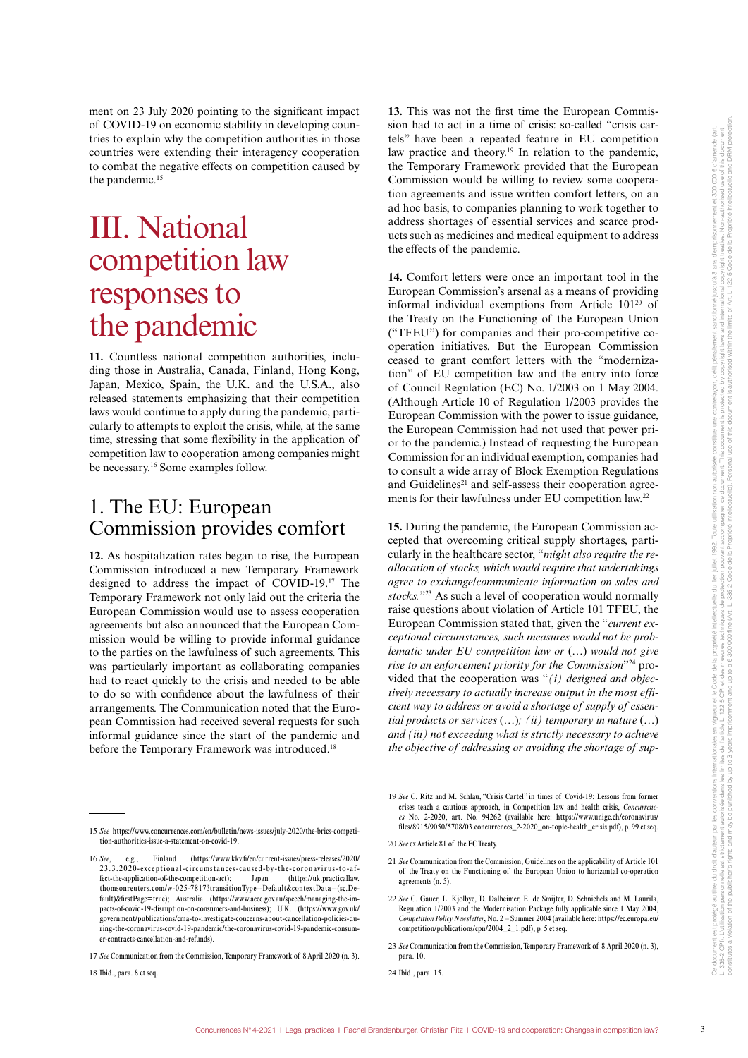ment on 23 July 2020 pointing to the significant impact of COVID-19 on economic stability in developing countries to explain why the competition authorities in those countries were extending their interagency cooperation to combat the negative effects on competition caused by the pandemic.[15]

# III. National competition law responses to the pandemic

**11.** Countless national competition authorities, including those in Australia, Canada, Finland, Hong Kong, Japan, Mexico, Spain, the U.K. and the U.S.A., also released statements emphasizing that their competition laws would continue to apply during the pandemic, particularly to attempts to exploit the crisis, while, at the same time, stressing that some flexibility in the application of competition law to cooperation among companies might be necessary.[16] Some examples follow.

## 1. The EU: European Commission provides comfort

**12.** As hospitalization rates began to rise, the European Commission introduced a new Temporary Framework designed to address the impact of COVID-19.[17] The Temporary Framework not only laid out the criteria the European Commission would use to assess cooperation agreements but also announced that the European Commission would be willing to provide informal guidance to the parties on the lawfulness of such agreements. This was particularly important as collaborating companies had to react quickly to the crisis and needed to be able to do so with confidence about the lawfulness of their arrangements. The Communication noted that the European Commission had received several requests for such informal guidance since the start of the pandemic and before the Temporary Framework was introduced.[18]

**13.** This was not the first time the European Commission had to act in a time of crisis: so-called "crisis cartels" have been a repeated feature in EU competition law practice and theory.[19] In relation to the pandemic, the Temporary Framework provided that the European Commission would be willing to review some cooperation agreements and issue written comfort letters, on an ad hoc basis, to companies planning to work together to address shortages of essential services and scarce products such as medicines and medical equipment to address the effects of the pandemic.

**14.** Comfort letters were once an important tool in the European Commission's arsenal as a means of providing informal individual exemptions from Article 101[20] of the Treaty on the Functioning of the European Union ("TFEU") for companies and their pro-competitive cooperation initiatives. But the European Commission ceased to grant comfort letters with the "modernization" of EU competition law and the entry into force of Council Regulation (EC) No. 1/2003 on 1 May 2004. (Although Article 10 of Regulation 1/2003 provides the European Commission with the power to issue guidance, the European Commission had not used that power prior to the pandemic.) Instead of requesting the European Commission for an individual exemption, companies had to consult a wide array of Block Exemption Regulations and Guidelines[21] and self-assess their cooperation agreements for their lawfulness under EU competition law.[22]

**15.** During the pandemic, the European Commission accepted that overcoming critical supply shortages, particularly in the healthcare sector, "*might also require the reallocation of stocks, which would require that undertakings agree to exchange/communicate information on sales and stocks.*"[23] As such a level of cooperation would normally raise questions about violation of Article 101 TFEU, the European Commission stated that, given the "*current exceptional circumstances, such measures would not be problematic under EU competition law or* (…) *would not give rise to an enforcement priority for the Commission*"[24] provided that the cooperation was "*(i) designed and objectively necessary to actually increase output in the most efficient way to address or avoid a shortage of supply of essential products or services* (…)*; (ii) temporary in nature* (…) *and (iii) not exceeding what is strictly necessary to achieve the objective of addressing or avoiding the shortage of sup-*

---

15 *See* https://www.concurrences.com/en/bulletin/news-issues/july-2020/the-brics-competition-authorities-issue-a-statement-on-covid-19.

16 *See*, e.g., Finland (https://www.kkv.fi/en/current-issues/press-releases/2020/23.3.2020-exceptional-circumstances-caused-by-the-coronavirus-to-affect-the-application-of-the-competition-act); Japan (https://uk.practicallaw.thomsonreuters.com/w-025-7817?transitionType=Default&contextData=(sc.Default)&firstPage=true); Australia (https://www.accc.gov.au/speech/managing-the-impacts-of-covid-19-disruption-on-consumers-and-business); U.K. (https://www.gov.uk/government/publications/cma-to-investigate-concerns-about-cancellation-policies-during-the-coronavirus-covid-19-pandemic/the-coronavirus-covid-19-pandemic-consumer-contracts-cancellation-and-refunds).

17 *See* Communication from the Commission, Temporary Framework of 8 April 2020 (n. 3).

18 Ibid., para. 8 et seq.

19 *See* C. Ritz and M. Schlau, "Crisis Cartel" in times of Covid-19: Lessons from former crises teach a cautious approach, in Competition law and health crisis, *Concurrences* No. 2-2020, art. No. 94262 (available here: https://www.unige.ch/coronavirus/files/8915/9050/5708/03.concurrences_2-2020_on-topic-health_crisis.pdf), p. 99 et seq.

20 *See* ex Article 81 of the EC Treaty.

21 *See* Communication from the Commission, Guidelines on the applicability of Article 101 of the Treaty on the Functioning of the European Union to horizontal co-operation agreements (n. 5).

22 *See* C. Gauer, L. Kjolbye, D. Dalheimer, E. de Smijter, D. Schnichels and M. Laurila, Regulation 1/2003 and the Modernisation Package fully applicable since 1 May 2004, *Competition Policy Newsletter*, No. 2 – Summer 2004 (available here: https://ec.europa.eu/competition/publications/cpn/2004_2_1.pdf), p. 5 et seq.

23 *See* Communication from the Commission, Temporary Framework of 8 April 2020 (n. 3), para. 10.

24 Ibid., para. 15.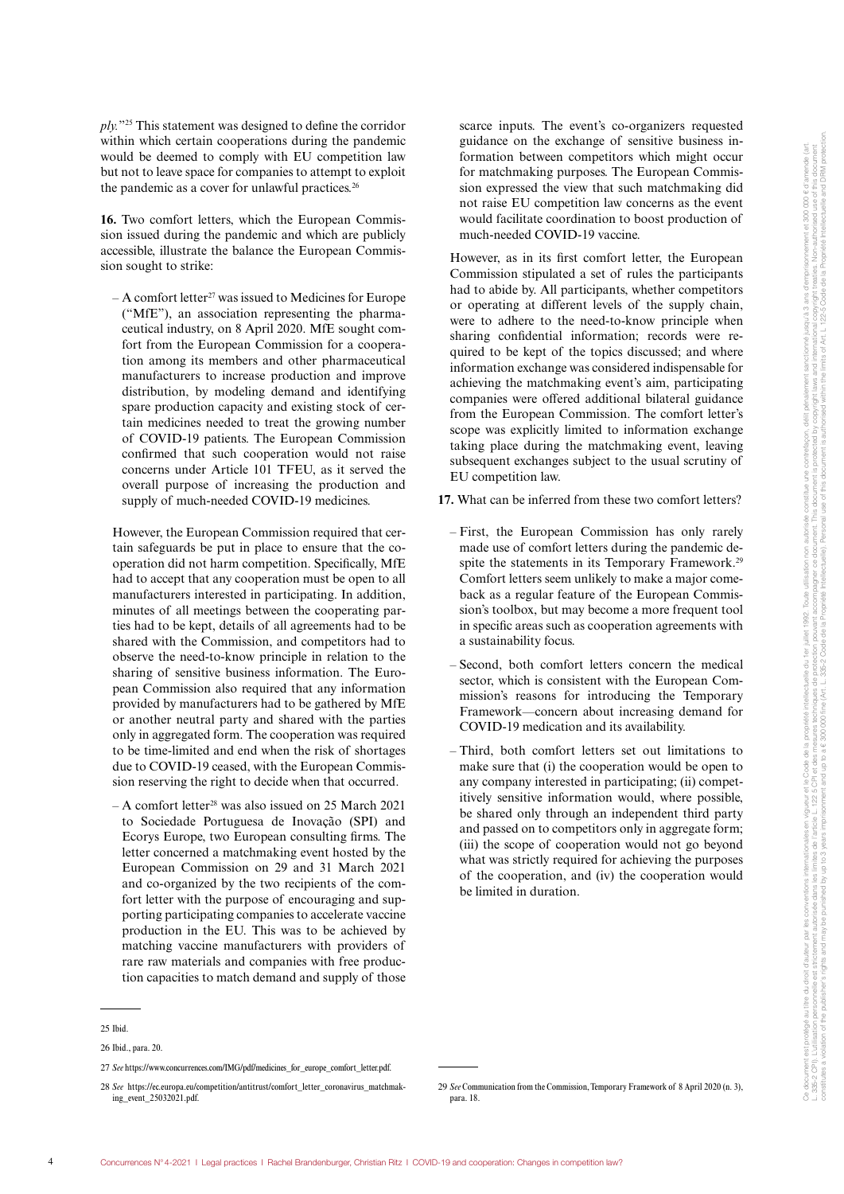*ply.*"[25] This statement was designed to define the corridor within which certain cooperations during the pandemic would be deemed to comply with EU competition law but not to leave space for companies to attempt to exploit the pandemic as a cover for unlawful practices.[26]

**16.** Two comfort letters, which the European Commission issued during the pandemic and which are publicly accessible, illustrate the balance the European Commission sought to strike:

– A comfort letter[27] was issued to Medicines for Europe ("MfE"), an association representing the pharmaceutical industry, on 8 April 2020. MfE sought comfort from the European Commission for a cooperation among its members and other pharmaceutical manufacturers to increase production and improve distribution, by modeling demand and identifying spare production capacity and existing stock of certain medicines needed to treat the growing number of COVID-19 patients. The European Commission confirmed that such cooperation would not raise concerns under Article 101 TFEU, as it served the overall purpose of increasing the production and supply of much-needed COVID-19 medicines.

However, the European Commission required that certain safeguards be put in place to ensure that the cooperation did not harm competition. Specifically, MfE had to accept that any cooperation must be open to all manufacturers interested in participating. In addition, minutes of all meetings between the cooperating parties had to be kept, details of all agreements had to be shared with the Commission, and competitors had to observe the need-to-know principle in relation to the sharing of sensitive business information. The European Commission also required that any information provided by manufacturers had to be gathered by MfE or another neutral party and shared with the parties only in aggregated form. The cooperation was required to be time-limited and end when the risk of shortages due to COVID-19 ceased, with the European Commission reserving the right to decide when that occurred.

– A comfort letter[28] was also issued on 25 March 2021 to Sociedade Portuguesa de Inovação (SPI) and Ecorys Europe, two European consulting firms. The letter concerned a matchmaking event hosted by the European Commission on 29 and 31 March 2021 and co-organized by the two recipients of the comfort letter with the purpose of encouraging and supporting participating companies to accelerate vaccine production in the EU. This was to be achieved by matching vaccine manufacturers with providers of rare raw materials and companies with free production capacities to match demand and supply of those scarce inputs. The event's co-organizers requested guidance on the exchange of sensitive business information between competitors which might occur for matchmaking purposes. The European Commission expressed the view that such matchmaking did not raise EU competition law concerns as the event would facilitate coordination to boost production of much-needed COVID-19 vaccine.

However, as in its first comfort letter, the European Commission stipulated a set of rules the participants had to abide by. All participants, whether competitors or operating at different levels of the supply chain, were to adhere to the need-to-know principle when sharing confidential information; records were required to be kept of the topics discussed; and where information exchange was considered indispensable for achieving the matchmaking event's aim, participating companies were offered additional bilateral guidance from the European Commission. The comfort letter's scope was explicitly limited to information exchange taking place during the matchmaking event, leaving subsequent exchanges subject to the usual scrutiny of EU competition law.

**17.** What can be inferred from these two comfort letters?

– First, the European Commission has only rarely made use of comfort letters during the pandemic despite the statements in its Temporary Framework.[29] Comfort letters seem unlikely to make a major comeback as a regular feature of the European Commission's toolbox, but may become a more frequent tool in specific areas such as cooperation agreements with a sustainability focus.

– Second, both comfort letters concern the medical sector, which is consistent with the European Commission's reasons for introducing the Temporary Framework—concern about increasing demand for COVID-19 medication and its availability.

– Third, both comfort letters set out limitations to make sure that (i) the cooperation would be open to any company interested in participating; (ii) competitively sensitive information would, where possible, be shared only through an independent third party and passed on to competitors only in aggregate form; (iii) the scope of cooperation would not go beyond what was strictly required for achieving the purposes of the cooperation, and (iv) the cooperation would be limited in duration.

---

25 Ibid.

26 Ibid., para. 20.

27 *See* https://www.concurrences.com/IMG/pdf/medicines_for_europe_comfort_letter.pdf.

28 *See* https://ec.europa.eu/competition/antitrust/comfort_letter_coronavirus_matchmaking_event_25032021.pdf.

29 *See* Communication from the Commission, Temporary Framework of 8 April 2020 (n. 3), para. 18.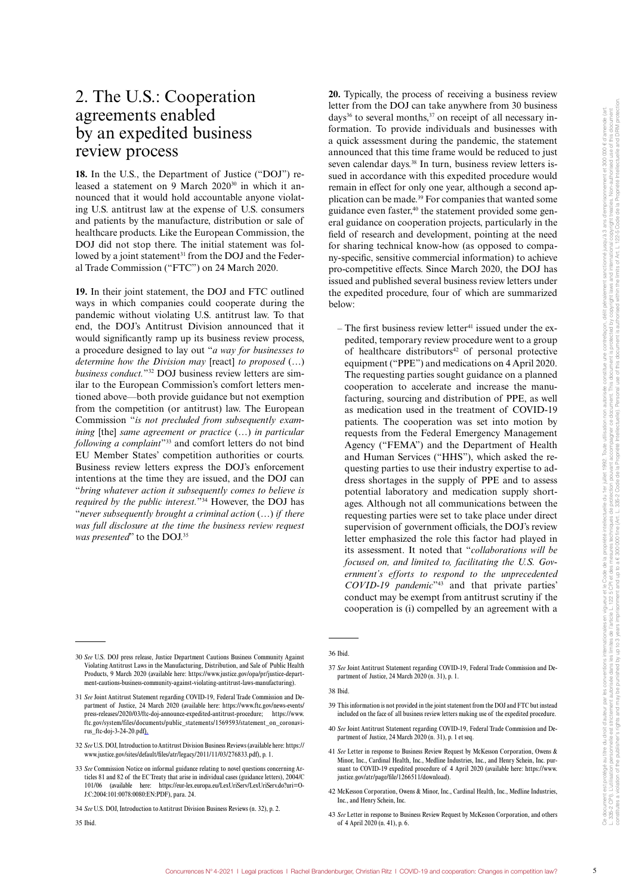## 2. The U.S.: Cooperation agreements enabled by an expedited business review process

**18.** In the U.S., the Department of Justice ("DOJ") released a statement on 9 March 2020[30] in which it announced that it would hold accountable anyone violating U.S. antitrust law at the expense of U.S. consumers and patients by the manufacture, distribution or sale of healthcare products. Like the European Commission, the DOJ did not stop there. The initial statement was followed by a joint statement[31] from the DOJ and the Federal Trade Commission ("FTC") on 24 March 2020.

**19.** In their joint statement, the DOJ and FTC outlined ways in which companies could cooperate during the pandemic without violating U.S. antitrust law. To that end, the DOJ's Antitrust Division announced that it would significantly ramp up its business review process, a procedure designed to lay out "*a way for businesses to determine how the Division may* [react] *to proposed* (…) *business conduct.*"[32] DOJ business review letters are similar to the European Commission's comfort letters mentioned above—both provide guidance but not exemption from the competition (or antitrust) law. The European Commission "*is not precluded from subsequently examining* [the] *same agreement or practice* (…) *in particular following a complaint*"[33] and comfort letters do not bind EU Member States' competition authorities or courts. Business review letters express the DOJ's enforcement intentions at the time they are issued, and the DOJ can "*bring whatever action it subsequently comes to believe is required by the public interest.*"[34] However, the DOJ has "*never subsequently brought a criminal action* (…) *if there was full disclosure at the time the business review request was presented*" to the DOJ.[35]

**20.** Typically, the process of receiving a business review letter from the DOJ can take anywhere from 30 business days[36] to several months,[37] on receipt of all necessary information. To provide individuals and businesses with a quick assessment during the pandemic, the statement announced that this time frame would be reduced to just seven calendar days.[38] In turn, business review letters issued in accordance with this expedited procedure would remain in effect for only one year, although a second application can be made.[39] For companies that wanted some guidance even faster,[40] the statement provided some general guidance on cooperation projects, particularly in the field of research and development, pointing at the need for sharing technical know-how (as opposed to company-specific, sensitive commercial information) to achieve pro-competitive effects. Since March 2020, the DOJ has issued and published several business review letters under the expedited procedure, four of which are summarized below:

– The first business review letter[41] issued under the expedited, temporary review procedure went to a group of healthcare distributors[42] of personal protective equipment ("PPE") and medications on 4 April 2020. The requesting parties sought guidance on a planned cooperation to accelerate and increase the manufacturing, sourcing and distribution of PPE, as well as medication used in the treatment of COVID-19 patients. The cooperation was set into motion by requests from the Federal Emergency Management Agency ("FEMA") and the Department of Health and Human Services ("HHS"), which asked the requesting parties to use their industry expertise to address shortages in the supply of PPE and to assess potential laboratory and medication supply shortages. Although not all communications between the requesting parties were set to take place under direct supervision of government officials, the DOJ's review letter emphasized the role this factor had played in its assessment. It noted that "*collaborations will be focused on, and limited to, facilitating the U.S. Government's efforts to respond to the unprecedented COVID-19 pandemic*"[43] and that private parties' conduct may be exempt from antitrust scrutiny if the cooperation is (i) compelled by an agreement with a

---

30 *See* U.S. DOJ press release, Justice Department Cautions Business Community Against Violating Antitrust Laws in the Manufacturing, Distribution, and Sale of Public Health Products, 9 March 2020 (available here: https://www.justice.gov/opa/pr/justice-department-cautions-business-community-against-violating-antitrust-laws-manufacturing).

31 *See* Joint Antitrust Statement regarding COVID-19, Federal Trade Commission and Department of Justice, 24 March 2020 (available here: https://www.ftc.gov/news-events/press-releases/2020/03/ftc-doj-announce-expedited-antitrust-procedure; https://www.ftc.gov/system/files/documents/public_statements/1569593/statement_on_coronavirus_ftc-doj-3-24-20.pdf).

32 *See* U.S. DOJ, Introduction to Antitrust Division Business Reviews (available here: https://www.justice.gov/sites/default/files/atr/legacy/2011/11/03/276833.pdf), p. 1.

33 *See* Commission Notice on informal guidance relating to novel questions concerning Articles 81 and 82 of the EC Treaty that arise in individual cases (guidance letters), 2004/C 101/06 (available here: https://eur-lex.europa.eu/LexUriServ/LexUriServ.do?uri=OJ:C:2004:101:0078:0080:EN:PDF), para. 24.

34 *See* U.S. DOJ, Introduction to Antitrust Division Business Reviews (n. 32), p. 2.

35 Ibid.

36 Ibid.

37 *See* Joint Antitrust Statement regarding COVID-19, Federal Trade Commission and Department of Justice, 24 March 2020 (n. 31), p. 1.

38 Ibid.

39 This information is not provided in the joint statement from the DOJ and FTC but instead included on the face of all business review letters making use of the expedited procedure.

40 *See* Joint Antitrust Statement regarding COVID-19, Federal Trade Commission and Department of Justice, 24 March 2020 (n. 31), p. 1 et seq.

41 *See* Letter in response to Business Review Request by McKesson Corporation, Owens & Minor, Inc., Cardinal Health, Inc., Medline Industries, Inc., and Henry Schein, Inc. pursuant to COVID-19 expedited procedure of 4 April 2020 (available here: https://www.justice.gov/atr/page/file/1266511/download).

42 McKesson Corporation, Owens & Minor, Inc., Cardinal Health, Inc., Medline Industries, Inc., and Henry Schein, Inc.

43 *See* Letter in response to Business Review Request by McKesson Corporation, and others of 4 April 2020 (n. 41), p. 6.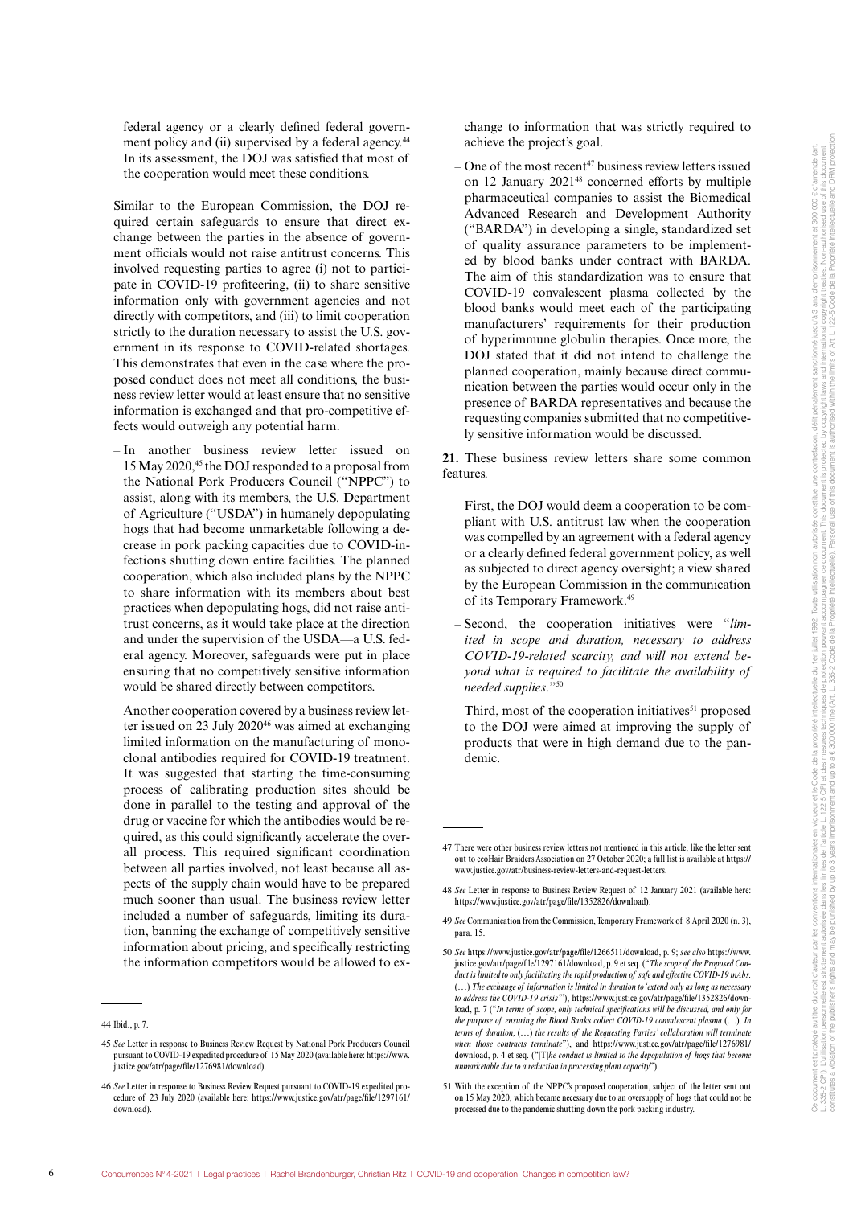federal agency or a clearly defined federal government policy and (ii) supervised by a federal agency.[44] In its assessment, the DOJ was satisfied that most of the cooperation would meet these conditions.

Similar to the European Commission, the DOJ required certain safeguards to ensure that direct exchange between the parties in the absence of government officials would not raise antitrust concerns. This involved requesting parties to agree (i) not to participate in COVID-19 profiteering, (ii) to share sensitive information only with government agencies and not directly with competitors, and (iii) to limit cooperation strictly to the duration necessary to assist the U.S. government in its response to COVID-related shortages. This demonstrates that even in the case where the proposed conduct does not meet all conditions, the business review letter would at least ensure that no sensitive information is exchanged and that pro-competitive effects would outweigh any potential harm.

- In another business review letter issued on 15 May 2020,[45] the DOJ responded to a proposal from the National Pork Producers Council ("NPPC") to assist, along with its members, the U.S. Department of Agriculture ("USDA") in humanely depopulating hogs that had become unmarketable following a decrease in pork packing capacities due to COVID-infections shutting down entire facilities. The planned cooperation, which also included plans by the NPPC to share information with its members about best practices when depopulating hogs, did not raise antitrust concerns, as it would take place at the direction and under the supervision of the USDA—a U.S. federal agency. Moreover, safeguards were put in place ensuring that no competitively sensitive information would be shared directly between competitors.
- Another cooperation covered by a business review letter issued on 23 July 2020[46] was aimed at exchanging limited information on the manufacturing of monoclonal antibodies required for COVID-19 treatment. It was suggested that starting the time-consuming process of calibrating production sites should be done in parallel to the testing and approval of the drug or vaccine for which the antibodies would be required, as this could significantly accelerate the overall process. This required significant coordination between all parties involved, not least because all aspects of the supply chain would have to be prepared much sooner than usual. The business review letter included a number of safeguards, limiting its duration, banning the exchange of competitively sensitive information about pricing, and specifically restricting the information competitors would be allowed to exchange to information that was strictly required to achieve the project's goal.
- One of the most recent[47] business review letters issued on 12 January 2021[48] concerned efforts by multiple pharmaceutical companies to assist the Biomedical Advanced Research and Development Authority ("BARDA") in developing a single, standardized set of quality assurance parameters to be implemented by blood banks under contract with BARDA. The aim of this standardization was to ensure that COVID-19 convalescent plasma collected by the blood banks would meet each of the participating manufacturers' requirements for their production of hyperimmune globulin therapies. Once more, the DOJ stated that it did not intend to challenge the planned cooperation, mainly because direct communication between the parties would occur only in the presence of BARDA representatives and because the requesting companies submitted that no competitively sensitive information would be discussed.

**21.** These business review letters share some common features.

- First, the DOJ would deem a cooperation to be compliant with U.S. antitrust law when the cooperation was compelled by an agreement with a federal agency or a clearly defined federal government policy, as well as subjected to direct agency oversight; a view shared by the European Commission in the communication of its Temporary Framework.[49]
- Second, the cooperation initiatives were "*limited in scope and duration, necessary to address COVID-19-related scarcity, and will not extend beyond what is required to facilitate the availability of needed supplies*."[50]
- Third, most of the cooperation initiatives[51] proposed to the DOJ were aimed at improving the supply of products that were in high demand due to the pandemic.

---

44 Ibid., p. 7.

45 *See* Letter in response to Business Review Request by National Pork Producers Council pursuant to COVID-19 expedited procedure of 15 May 2020 (available here: https://www.justice.gov/atr/page/file/1276981/download).

46 *See* Letter in response to Business Review Request pursuant to COVID-19 expedited procedure of 23 July 2020 (available here: https://www.justice.gov/atr/page/file/1297161/download).

47 There were other business review letters not mentioned in this article, like the letter sent out to ecoHair Braiders Association on 27 October 2020; a full list is available at https://www.justice.gov/atr/business-review-letters-and-request-letters.

48 *See* Letter in response to Business Review Request of 12 January 2021 (available here: https://www.justice.gov/atr/page/file/1352826/download).

49 *See* Communication from the Commission, Temporary Framework of 8 April 2020 (n. 3), para. 15.

50 *See* https://www.justice.gov/atr/page/file/1266511/download, p. 9; *see also* https://www.justice.gov/atr/page/file/1297161/download, p. 9 et seq. ("*The scope of the Proposed Conduct is limited to only facilitating the rapid production of safe and effective COVID-19 mAbs.* (…) *The exchange of information is limited in duration to 'extend only as long as necessary to address the COVID-19 crisis'*"), https://www.justice.gov/atr/page/file/1352826/download, p. 7 ("*In terms of scope, only technical specifications will be discussed, and only for the purpose of ensuring the Blood Banks collect COVID-19 convalescent plasma* (…). *In terms of duration,* (…) *the results of the Requesting Parties' collaboration will terminate when those contracts terminate*"), and https://www.justice.gov/atr/page/file/1276981/download, p. 4 et seq. ("[T]*he conduct is limited to the depopulation of hogs that become unmarketable due to a reduction in processing plant capacity*").

51 With the exception of the NPPC's proposed cooperation, subject of the letter sent out on 15 May 2020, which became necessary due to an oversupply of hogs that could not be processed due to the pandemic shutting down the pork packing industry.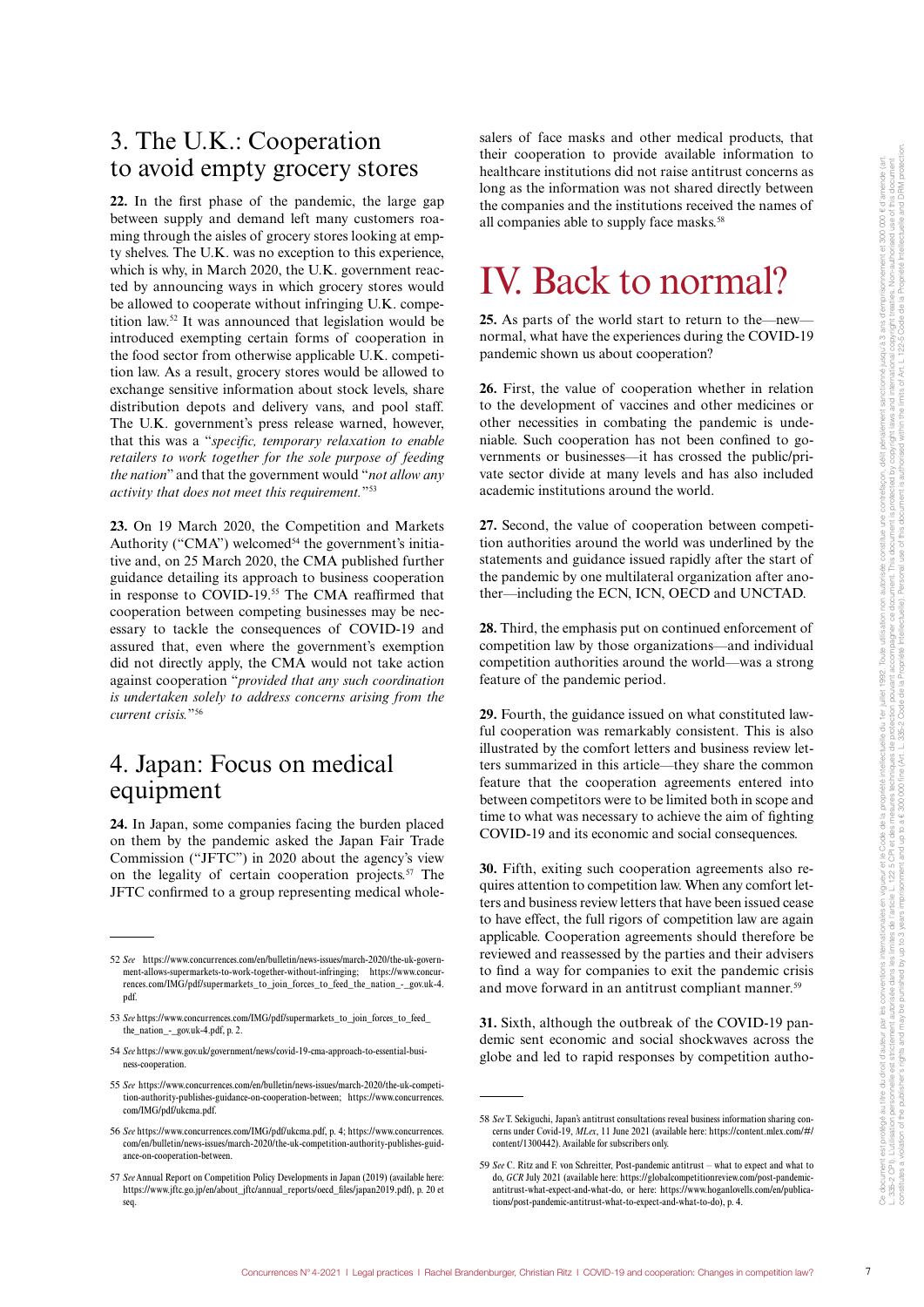## 3. The U.K.: Cooperation to avoid empty grocery stores

**22.** In the first phase of the pandemic, the large gap between supply and demand left many customers roaming through the aisles of grocery stores looking at empty shelves. The U.K. was no exception to this experience, which is why, in March 2020, the U.K. government reacted by announcing ways in which grocery stores would be allowed to cooperate without infringing U.K. competition law.[52] It was announced that legislation would be introduced exempting certain forms of cooperation in the food sector from otherwise applicable U.K. competition law. As a result, grocery stores would be allowed to exchange sensitive information about stock levels, share distribution depots and delivery vans, and pool staff. The U.K. government's press release warned, however, that this was a "*specific, temporary relaxation to enable retailers to work together for the sole purpose of feeding the nation*" and that the government would "*not allow any activity that does not meet this requirement.*"[53]

**23.** On 19 March 2020, the Competition and Markets Authority ("CMA") welcomed[54] the government's initiative and, on 25 March 2020, the CMA published further guidance detailing its approach to business cooperation in response to COVID-19.[55] The CMA reaffirmed that cooperation between competing businesses may be necessary to tackle the consequences of COVID-19 and assured that, even where the government's exemption did not directly apply, the CMA would not take action against cooperation "*provided that any such coordination is undertaken solely to address concerns arising from the current crisis.*"[56]

## 4. Japan: Focus on medical equipment

**24.** In Japan, some companies facing the burden placed on them by the pandemic asked the Japan Fair Trade Commission ("JFTC") in 2020 about the agency's view on the legality of certain cooperation projects.[57] The JFTC confirmed to a group representing medical wholesalers of face masks and other medical products, that their cooperation to provide available information to healthcare institutions did not raise antitrust concerns as long as the information was not shared directly between the companies and the institutions received the names of all companies able to supply face masks.[58]

# IV. Back to normal?

**25.** As parts of the world start to return to the—new—normal, what have the experiences during the COVID-19 pandemic shown us about cooperation?

**26.** First, the value of cooperation whether in relation to the development of vaccines and other medicines or other necessities in combating the pandemic is undeniable. Such cooperation has not been confined to governments or businesses—it has crossed the public/private sector divide at many levels and has also included academic institutions around the world.

**27.** Second, the value of cooperation between competition authorities around the world was underlined by the statements and guidance issued rapidly after the start of the pandemic by one multilateral organization after another—including the ECN, ICN, OECD and UNCTAD.

**28.** Third, the emphasis put on continued enforcement of competition law by those organizations—and individual competition authorities around the world—was a strong feature of the pandemic period.

**29.** Fourth, the guidance issued on what constituted lawful cooperation was remarkably consistent. This is also illustrated by the comfort letters and business review letters summarized in this article—they share the common feature that the cooperation agreements entered into between competitors were to be limited both in scope and time to what was necessary to achieve the aim of fighting COVID-19 and its economic and social consequences.

**30.** Fifth, exiting such cooperation agreements also requires attention to competition law. When any comfort letters and business review letters that have been issued cease to have effect, the full rigors of competition law are again applicable. Cooperation agreements should therefore be reviewed and reassessed by the parties and their advisers to find a way for companies to exit the pandemic crisis and move forward in an antitrust compliant manner.[59]

**31.** Sixth, although the outbreak of the COVID-19 pandemic sent economic and social shockwaves across the globe and led to rapid responses by competition autho-

---

52 *See* https://www.concurrences.com/en/bulletin/news-issues/march-2020/the-uk-government-allows-supermarkets-to-work-together-without-infringing; https://www.concurrences.com/IMG/pdf/supermarkets_to_join_forces_to_feed_the_nation_-_gov.uk-4.pdf.

53 *See* https://www.concurrences.com/IMG/pdf/supermarkets_to_join_forces_to_feed_the_nation_-_gov.uk-4.pdf, p. 2.

54 *See* https://www.gov.uk/government/news/covid-19-cma-approach-to-essential-business-cooperation.

55 *See* https://www.concurrences.com/en/bulletin/news-issues/march-2020/the-uk-competition-authority-publishes-guidance-on-cooperation-between; https://www.concurrences.com/IMG/pdf/ukcma.pdf.

56 *See* https://www.concurrences.com/IMG/pdf/ukcma.pdf, p. 4; https://www.concurrences.com/en/bulletin/news-issues/march-2020/the-uk-competition-authority-publishes-guidance-on-cooperation-between.

57 *See* Annual Report on Competition Policy Developments in Japan (2019) (available here: https://www.jftc.go.jp/en/about_jftc/annual_reports/oecd_files/japan2019.pdf), p. 20 et seq.

58 *See* T. Sekiguchi, Japan's antitrust consultations reveal business information sharing concerns under Covid-19, *MLex*, 11 June 2021 (available here: https://content.mlex.com/#/content/1300442). Available for subscribers only.

59 *See* C. Ritz and F. von Schreitter, Post-pandemic antitrust – what to expect and what to do, *GCR* July 2021 (available here: https://globalcompetitionreview.com/post-pandemic-antitrust-what-expect-and-what-do, or here: https://www.hoganlovells.com/en/publications/post-pandemic-antitrust-what-to-expect-and-what-to-do), p. 4.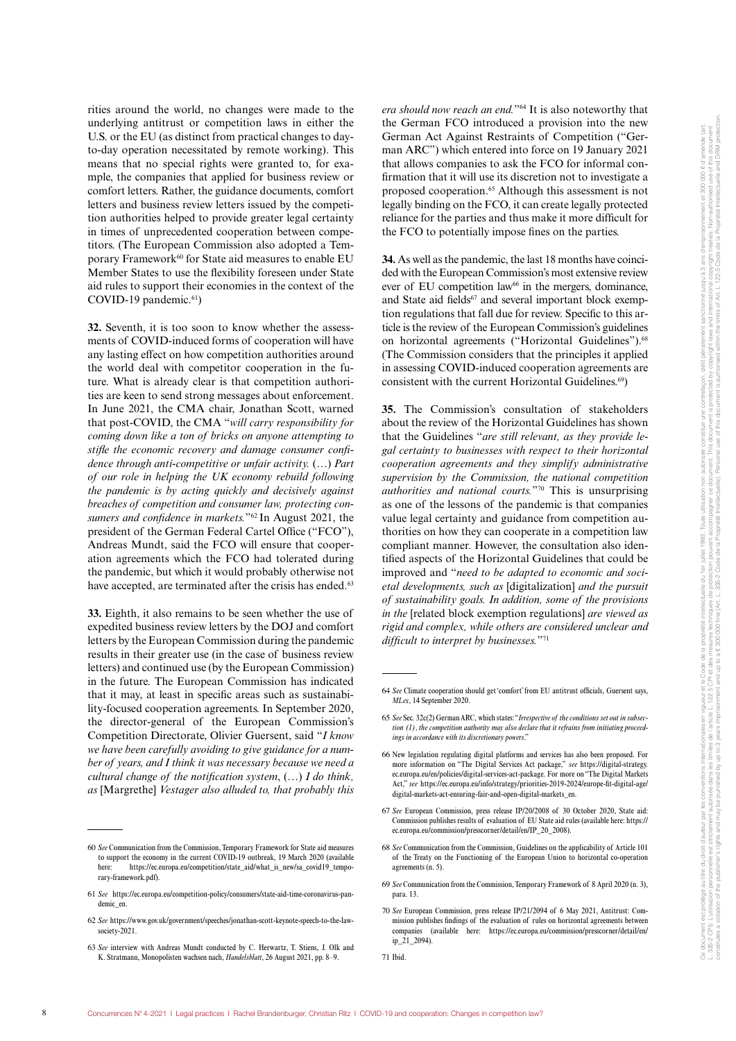rities around the world, no changes were made to the underlying antitrust or competition laws in either the U.S. or the EU (as distinct from practical changes to day-to-day operation necessitated by remote working). This means that no special rights were granted to, for example, the companies that applied for business review or comfort letters. Rather, the guidance documents, comfort letters and business review letters issued by the competition authorities helped to provide greater legal certainty in times of unprecedented cooperation between competitors. (The European Commission also adopted a Temporary Framework[60] for State aid measures to enable EU Member States to use the flexibility foreseen under State aid rules to support their economies in the context of the COVID-19 pandemic.[61])

**32.** Seventh, it is too soon to know whether the assessments of COVID-induced forms of cooperation will have any lasting effect on how competition authorities around the world deal with competitor cooperation in the future. What is already clear is that competition authorities are keen to send strong messages about enforcement. In June 2021, the CMA chair, Jonathan Scott, warned that post-COVID, the CMA "*will carry responsibility for coming down like a ton of bricks on anyone attempting to stifle the economic recovery and damage consumer confidence through anti-competitive or unfair activity.* (…) *Part of our role in helping the UK economy rebuild following the pandemic is by acting quickly and decisively against breaches of competition and consumer law, protecting consumers and confidence in markets.*"[62] In August 2021, the president of the German Federal Cartel Office ("FCO"), Andreas Mundt, said the FCO will ensure that cooperation agreements which the FCO had tolerated during the pandemic, but which it would probably otherwise not have accepted, are terminated after the crisis has ended.[63]

**33.** Eighth, it also remains to be seen whether the use of expedited business review letters by the DOJ and comfort letters by the European Commission during the pandemic results in their greater use (in the case of business review letters) and continued use (by the European Commission) in the future. The European Commission has indicated that it may, at least in specific areas such as sustainability-focused cooperation agreements. In September 2020, the director-general of the European Commission's Competition Directorate, Olivier Guersent, said "*I know we have been carefully avoiding to give guidance for a number of years, and I think it was necessary because we need a cultural change of the notification system*, (…) *I do think, as* [Margrethe] *Vestager also alluded to, that probably this era should now reach an end.*"[64] It is also noteworthy that the German FCO introduced a provision into the new German Act Against Restraints of Competition ("German ARC") which entered into force on 19 January 2021 that allows companies to ask the FCO for informal confirmation that it will use its discretion not to investigate a proposed cooperation.[65] Although this assessment is not legally binding on the FCO, it can create legally protected reliance for the parties and thus make it more difficult for the FCO to potentially impose fines on the parties.

**34.** As well as the pandemic, the last 18 months have coincided with the European Commission's most extensive review ever of EU competition law[66] in the mergers, dominance, and State aid fields[67] and several important block exemption regulations that fall due for review. Specific to this article is the review of the European Commission's guidelines on horizontal agreements ("Horizontal Guidelines").[68] (The Commission considers that the principles it applied in assessing COVID-induced cooperation agreements are consistent with the current Horizontal Guidelines.[69])

**35.** The Commission's consultation of stakeholders about the review of the Horizontal Guidelines has shown that the Guidelines "*are still relevant, as they provide legal certainty to businesses with respect to their horizontal cooperation agreements and they simplify administrative supervision by the Commission, the national competition authorities and national courts.*"[70] This is unsurprising as one of the lessons of the pandemic is that companies value legal certainty and guidance from competition authorities on how they can cooperate in a competition law compliant manner. However, the consultation also identified aspects of the Horizontal Guidelines that could be improved and "*need to be adapted to economic and societal developments, such as* [digitalization] *and the pursuit of sustainability goals. In addition, some of the provisions in the* [related block exemption regulations] *are viewed as rigid and complex, while others are considered unclear and difficult to interpret by businesses.*"[71]

---

60 *See* Communication from the Commission, Temporary Framework for State aid measures to support the economy in the current COVID-19 outbreak, 19 March 2020 (available here: https://ec.europa.eu/competition/state_aid/what_is_new/sa_covid19_temporary-framework.pdf).

61 *See* https://ec.europa.eu/competition-policy/consumers/state-aid-time-coronavirus-pandemic_en.

62 *See* https://www.gov.uk/government/speeches/jonathan-scott-keynote-speech-to-the-law-society-2021.

63 *See* interview with Andreas Mundt conducted by C. Herwartz, T. Stiens, J. Olk and K. Stratmann, Monopolisten wachsen nach, *Handelsblatt*, 26 August 2021, pp. 8–9.

64 *See* Climate cooperation should get 'comfort' from EU antitrust officials, Guersent says, *MLex*, 14 September 2020.

65 *See* Sec. 32c(2) German ARC, which states: "*Irrespective of the conditions set out in subsection (1), the competition authority may also declare that it refrains from initiating proceedings in accordance with its discretionary powers.*"

66 New legislation regulating digital platforms and services has also been proposed. For more information on "The Digital Services Act package," *see* https://digital-strategy.ec.europa.eu/en/policies/digital-services-act-package. For more on "The Digital Markets Act," *see* https://ec.europa.eu/info/strategy/priorities-2019-2024/europe-fit-digital-age/digital-markets-act-ensuring-fair-and-open-digital-markets_en.

67 *See* European Commission, press release IP/20/2008 of 30 October 2020, State aid: Commission publishes results of evaluation of EU State aid rules (available here: https://ec.europa.eu/commission/presscorner/detail/en/IP_20_2008).

68 *See* Communication from the Commission, Guidelines on the applicability of Article 101 of the Treaty on the Functioning of the European Union to horizontal co-operation agreements (n. 5).

69 *See* Communication from the Commission, Temporary Framework of 8 April 2020 (n. 3), para. 13.

70 *See* European Commission, press release IP/21/2094 of 6 May 2021, Antitrust: Commission publishes findings of the evaluation of rules on horizontal agreements between companies (available here: https://ec.europa.eu/commission/presscorner/detail/en/ip_21_2094).

71 Ibid.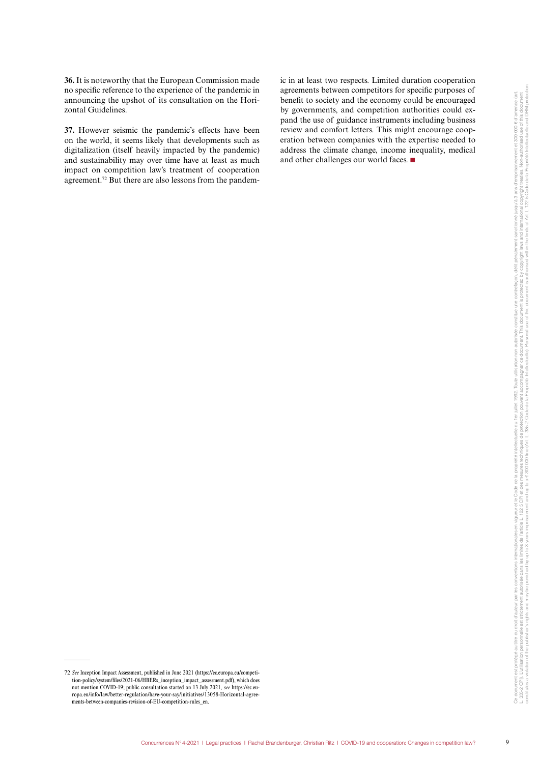**36.** It is noteworthy that the European Commission made no specific reference to the experience of the pandemic in announcing the upshot of its consultation on the Horizontal Guidelines.

**37.** However seismic the pandemic's effects have been on the world, it seems likely that developments such as digitalization (itself heavily impacted by the pandemic) and sustainability may over time have at least as much impact on competition law's treatment of cooperation agreement.[72] But there are also lessons from the pandemic in at least two respects. Limited duration cooperation agreements between competitors for specific purposes of benefit to society and the economy could be encouraged by governments, and competition authorities could expand the use of guidance instruments including business review and comfort letters. This might encourage cooperation between companies with the expertise needed to address the climate change, income inequality, medical and other challenges our world faces. ■

---

72 *See* Inception Impact Assessment, published in June 2021 (https://ec.europa.eu/competition-policy/system/files/2021-06/HBERs_inception_impact_assessment.pdf), which does not mention COVID-19; public consultation started on 13 July 2021, *see* https://ec.europa.eu/info/law/better-regulation/have-your-say/initiatives/13058-Horizontal-agreements-between-companies-revision-of-EU-competition-rules_en.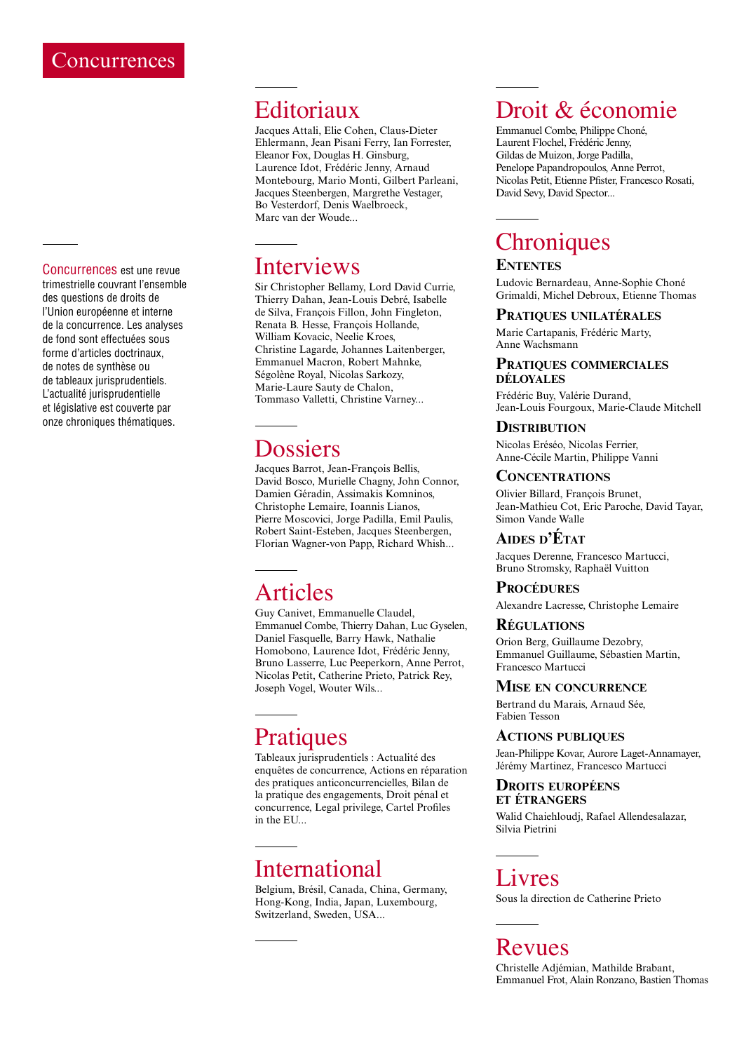# Concurrences

Concurrences est une revue trimestrielle couvrant l'ensemble des questions de droits de l'Union européenne et interne de la concurrence. Les analyses de fond sont effectuées sous forme d'articles doctrinaux, de notes de synthèse ou de tableaux jurisprudentiels. L'actualité jurisprudentielle et législative est couverte par onze chroniques thématiques.

## Editoriaux

Jacques Attali, Elie Cohen, Claus-Dieter Ehlermann, Jean Pisani Ferry, Ian Forrester, Eleanor Fox, Douglas H. Ginsburg, Laurence Idot, Frédéric Jenny, Arnaud Montebourg, Mario Monti, Gilbert Parleani, Jacques Steenbergen, Margrethe Vestager, Bo Vesterdorf, Denis Waelbroeck, Marc van der Woude...

## Interviews

Sir Christopher Bellamy, Lord David Currie, Thierry Dahan, Jean-Louis Debré, Isabelle de Silva, François Fillon, John Fingleton, Renata B. Hesse, François Hollande, William Kovacic, Neelie Kroes, Christine Lagarde, Johannes Laitenberger, Emmanuel Macron, Robert Mahnke, Ségolène Royal, Nicolas Sarkozy, Marie-Laure Sauty de Chalon, Tommaso Valletti, Christine Varney...

## Dossiers

Jacques Barrot, Jean-François Bellis, David Bosco, Murielle Chagny, John Connor, Damien Géradin, Assimakis Komninos, Christophe Lemaire, Ioannis Lianos, Pierre Moscovici, Jorge Padilla, Emil Paulis, Robert Saint-Esteben, Jacques Steenbergen, Florian Wagner-von Papp, Richard Whish...

## Articles

Guy Canivet, Emmanuelle Claudel, Emmanuel Combe, Thierry Dahan, Luc Gyselen, Daniel Fasquelle, Barry Hawk, Nathalie Homobono, Laurence Idot, Frédéric Jenny, Bruno Lasserre, Luc Peeperkorn, Anne Perrot, Nicolas Petit, Catherine Prieto, Patrick Rey, Joseph Vogel, Wouter Wils...

## Pratiques

Tableaux jurisprudentiels : Actualité des enquêtes de concurrence, Actions en réparation des pratiques anticoncurrencielles, Bilan de la pratique des engagements, Droit pénal et concurrence, Legal privilege, Cartel Profiles in the EU...

## International

Belgium, Brésil, Canada, China, Germany, Hong-Kong, India, Japan, Luxembourg, Switzerland, Sweden, USA...

## Droit & économie

Emmanuel Combe, Philippe Choné, Laurent Flochel, Frédéric Jenny, Gildas de Muizon, Jorge Padilla, Penelope Papandropoulos, Anne Perrot, Nicolas Petit, Etienne Pfister, Francesco Rosati, David Sevy, David Spector...

## Chroniques

### Ententes

Ludovic Bernardeau, Anne-Sophie Choné Grimaldi, Michel Debroux, Etienne Thomas

### Pratiques unilatérales

Marie Cartapanis, Frédéric Marty, Anne Wachsmann

### Pratiques commerciales déloyales

Frédéric Buy, Valérie Durand, Jean-Louis Fourgoux, Marie-Claude Mitchell

### Distribution

Nicolas Eréséo, Nicolas Ferrier, Anne-Cécile Martin, Philippe Vanni

### Concentrations

Olivier Billard, François Brunet, Jean-Mathieu Cot, Eric Paroche, David Tayar, Simon Vande Walle

### Aides d'État

Jacques Derenne, Francesco Martucci, Bruno Stromsky, Raphaël Vuitton

### Procédures

Alexandre Lacresse, Christophe Lemaire

### Régulations

Orion Berg, Guillaume Dezobry, Emmanuel Guillaume, Sébastien Martin, Francesco Martucci

### Mise en concurrence

Bertrand du Marais, Arnaud Sée, Fabien Tesson

### Actions publiques

Jean-Philippe Kovar, Aurore Laget-Annamayer, Jérémy Martinez, Francesco Martucci

### Droits européens et étrangers

Walid Chaiehloudj, Rafael Allendesalazar, Silvia Pietrini

## Livres

Sous la direction de Catherine Prieto

## Revues

Christelle Adjémian, Mathilde Brabant, Emmanuel Frot, Alain Ronzano, Bastien Thomas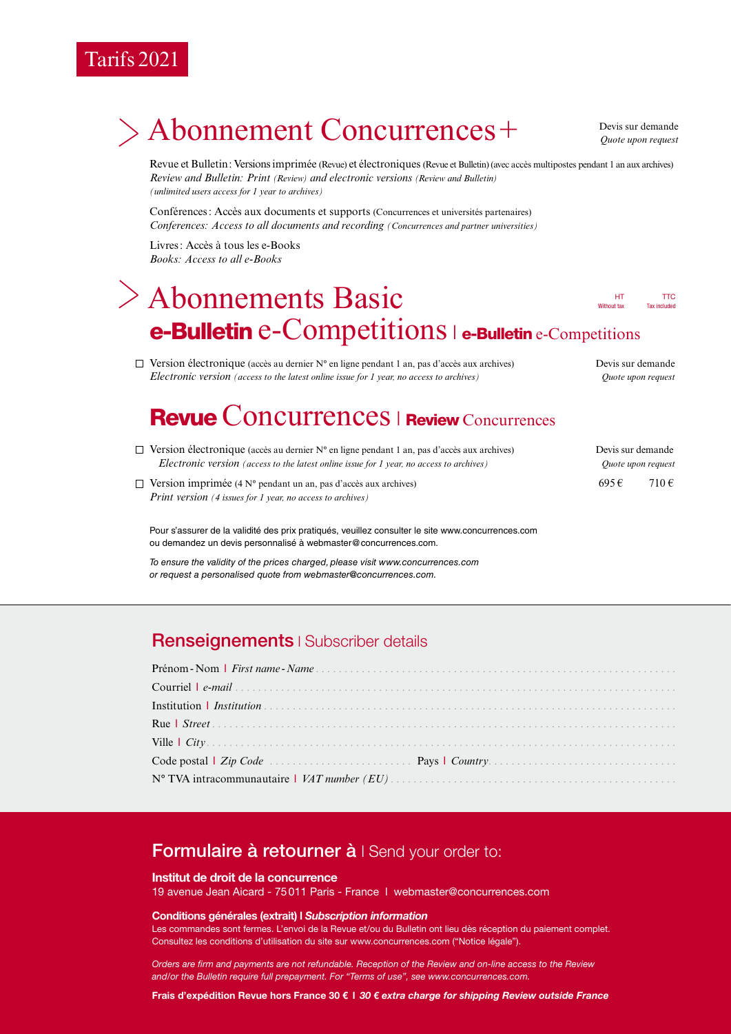# Tarifs 2021

## > Abonnement Concurrences+

Devis sur demande
*Quote upon request*

Revue et Bulletin : Versions imprimée (Revue) et électroniques (Revue et Bulletin) (avec accès multipostes pendant 1 an aux archives)
*Review and Bulletin: Print (Review) and electronic versions (Review and Bulletin)*
*(unlimited users access for 1 year to archives)*

Conférences : Accès aux documents et supports (Concurrences et universités partenaires)
*Conferences: Access to all documents and recording (Concurrences and partner universities)*

Livres : Accès à tous les e-Books
*Books: Access to all e-Books*

## > Abonnements Basic

### **e-Bulletin** e-Competitions | **e-Bulletin** e-Competitions

| | HT *Without tax* | TTC *Tax included* |
|---|---|---|
| ☐ Version électronique (accès au dernier N° en ligne pendant 1 an, pas d'accès aux archives) *Electronic version (access to the latest online issue for 1 year, no access to archives)* | Devis sur demande *Quote upon request* | |

### **Revue** Concurrences | **Review** Concurrences

| | HT *Without tax* | TTC *Tax included* |
|---|---|---|
| ☐ Version électronique (accès au dernier N° en ligne pendant 1 an, pas d'accès aux archives) *Electronic version (access to the latest online issue for 1 year, no access to archives)* | Devis sur demande *Quote upon request* | |
| ☐ Version imprimée (4 N° pendant un an, pas d'accès aux archives) *Print version (4 issues for 1 year, no access to archives)* | 695 € | 710 € |

Pour s'assurer de la validité des prix pratiqués, veuillez consulter le site www.concurrences.com ou demandez un devis personnalisé à webmaster@concurrences.com.

*To ensure the validity of the prices charged, please visit www.concurrences.com or request a personalised quote from webmaster@concurrences.com.*

## Renseignements | Subscriber details

Prénom - Nom | *First name - Name* ................................................

Courriel | *e-mail* ................................................

Institution | *Institution* ................................................

Rue | *Street* ................................................

Ville | *City* ................................................

Code postal | *Zip Code* ........................ Pays | *Country* ................................

N° TVA intracommunautaire | *VAT number (EU)* ................................................

## Formulaire à retourner à | Send your order to:

**Institut de droit de la concurrence**
19 avenue Jean Aicard - 75011 Paris - France | webmaster@concurrences.com

**Conditions générales (extrait) | *Subscription information***
Les commandes sont fermes. L'envoi de la Revue et/ou du Bulletin ont lieu dès réception du paiement complet. Consultez les conditions d'utilisation du site sur www.concurrences.com ("Notice légale").

*Orders are firm and payments are not refundable. Reception of the Review and on-line access to the Review and/or the Bulletin require full prepayment. For "Terms of use", see www.concurrences.com.*

**Frais d'expédition Revue hors France 30 € | *30 € extra charge for shipping Review outside France***